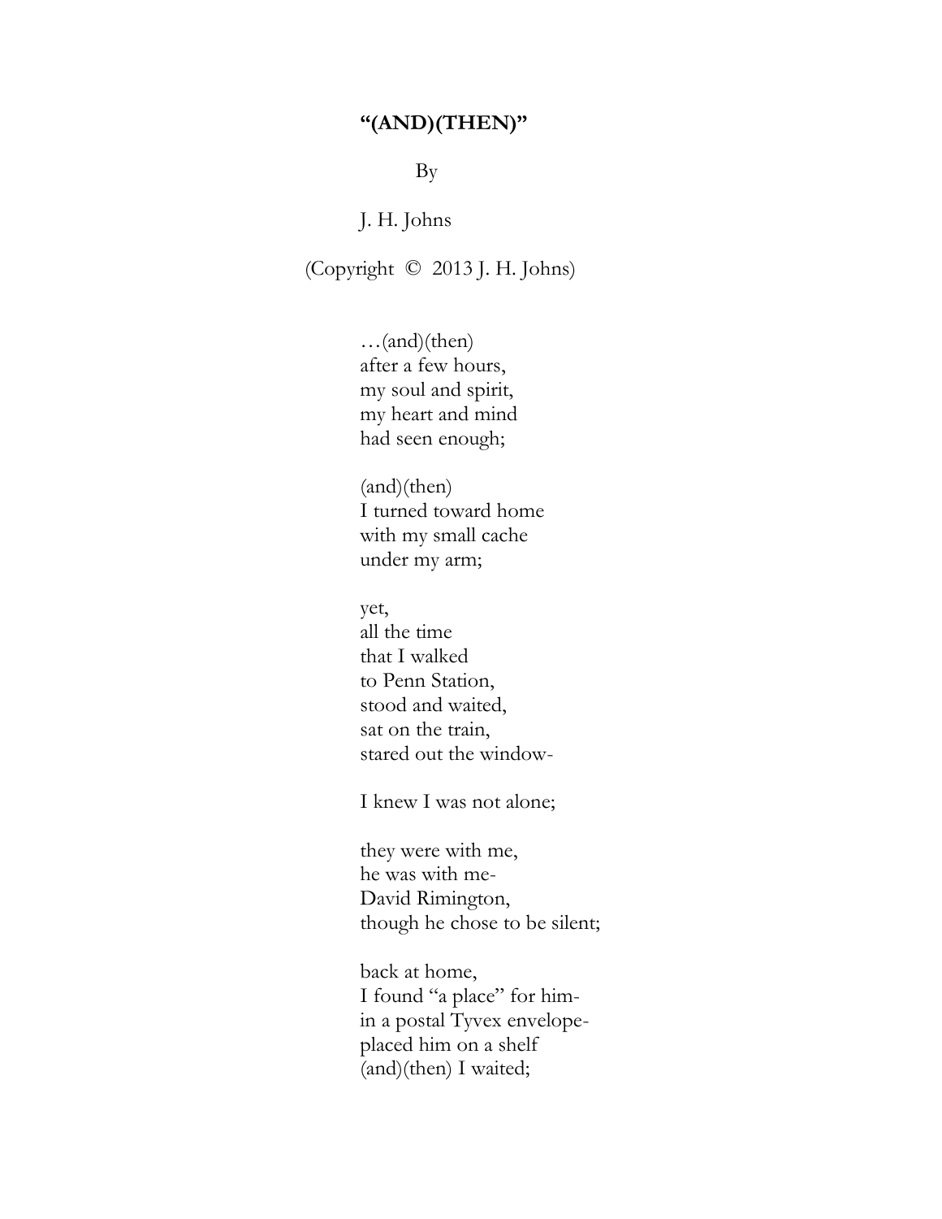# **"(AND)(THEN)"**

By

J. H. Johns

(Copyright © 2013 J. H. Johns)

…(and)(then)  
after a few hours,  
my soul and spirit,  
my heart and mind  
had seen enough;

(and)(then)  
I turned toward home  
with my small cache  
under my arm;

yet,  
all the time  
that I walked  
to Penn Station,  
stood and waited,  
sat on the train,  
stared out the window-

I knew I was not alone;

they were with me,  
he was with me-  
David Rimington,  
though he chose to be silent;

back at home,  
I found "a place" for him-  
in a postal Tyvex envelope-  
placed him on a shelf  
(and)(then) I waited;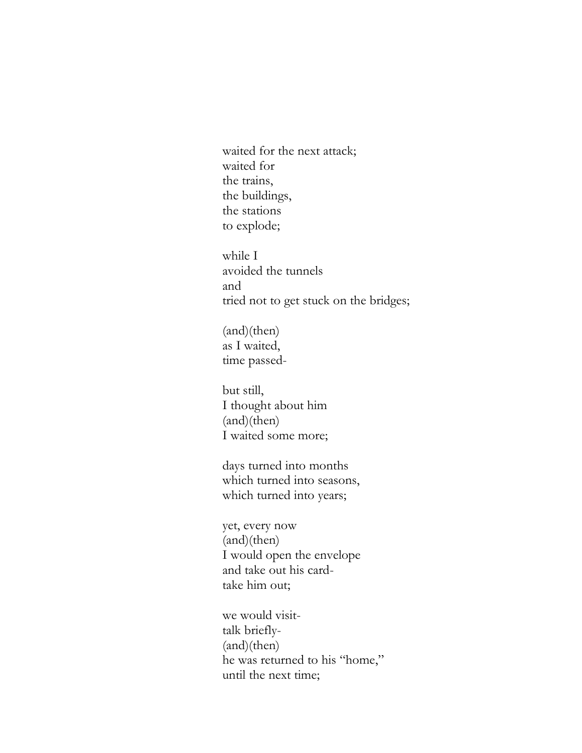waited for the next attack;  
waited for  
the trains,  
the buildings,  
the stations  
to explode;

while I  
avoided the tunnels  
and  
tried not to get stuck on the bridges;

(and)(then)  
as I waited,  
time passed-

but still,  
I thought about him  
(and)(then)  
I waited some more;

days turned into months  
which turned into seasons,  
which turned into years;

yet, every now  
(and)(then)  
I would open the envelope  
and take out his card-  
take him out;

we would visit-  
talk briefly-  
(and)(then)  
he was returned to his "home,"  
until the next time;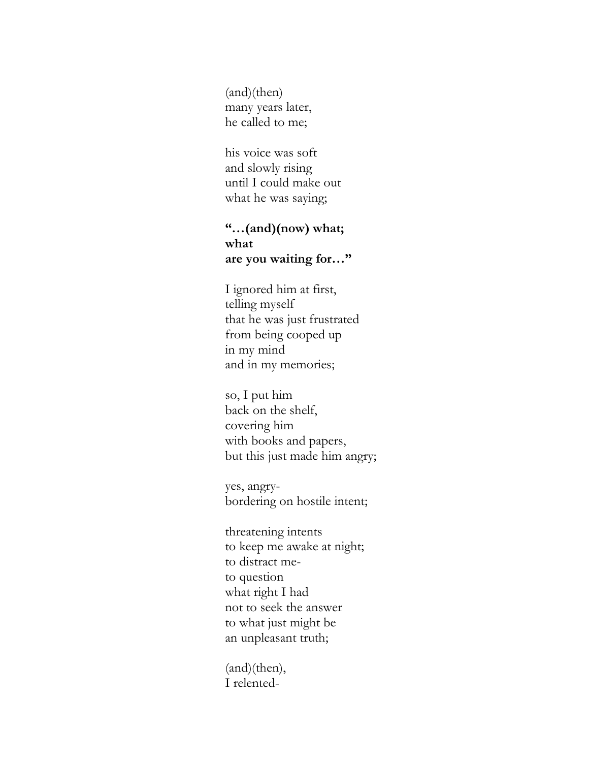(and)(then)  
many years later,  
he called to me;

his voice was soft  
and slowly rising  
until I could make out  
what he was saying;

**"…(and)(now) what;  
what  
are you waiting for…"**

I ignored him at first,  
telling myself  
that he was just frustrated  
from being cooped up  
in my mind  
and in my memories;

so, I put him  
back on the shelf,  
covering him  
with books and papers,  
but this just made him angry;

yes, angry-  
bordering on hostile intent;

threatening intents  
to keep me awake at night;  
to distract me-  
to question  
what right I had  
not to seek the answer  
to what just might be  
an unpleasant truth;

(and)(then),  
I relented-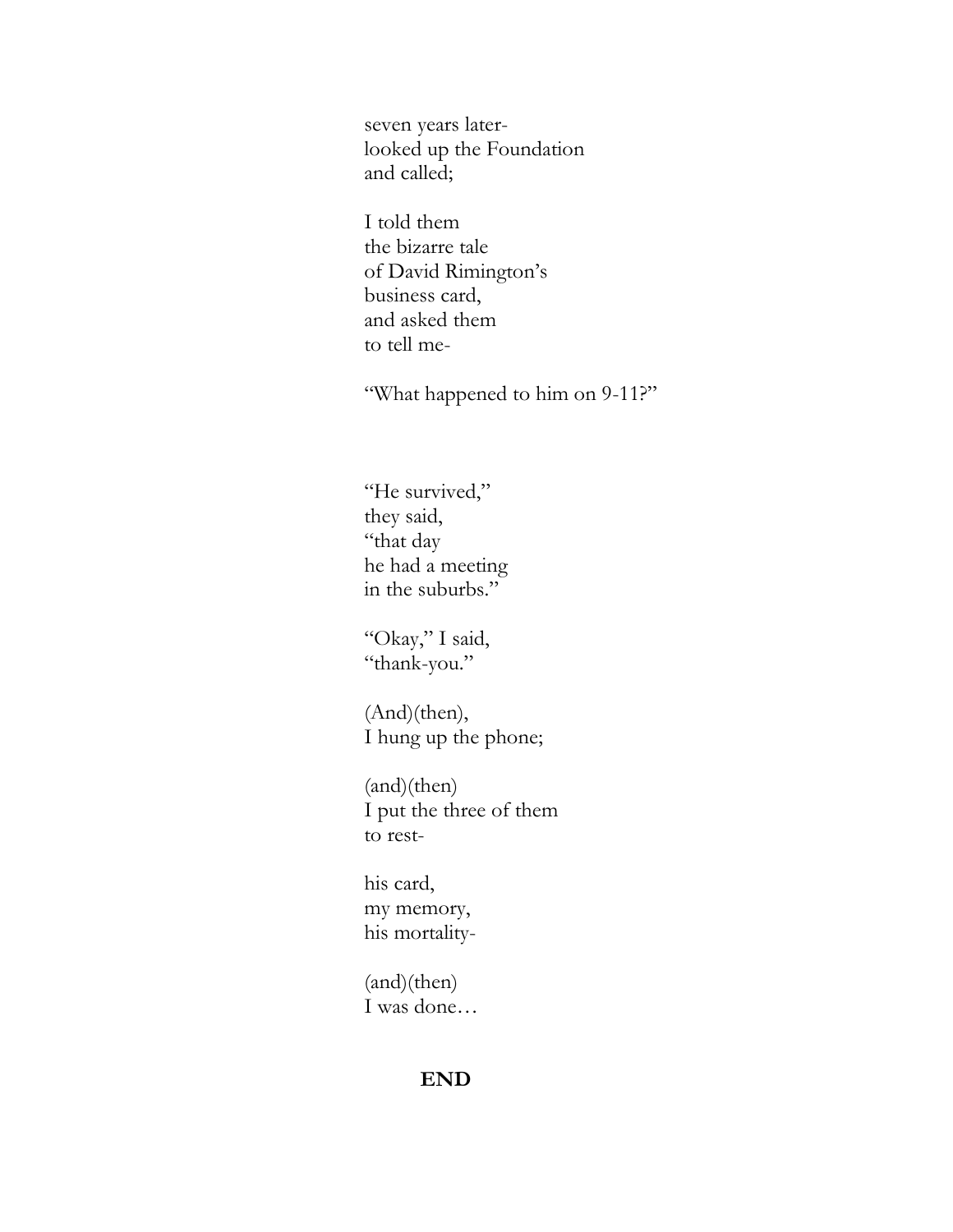seven years later-
looked up the Foundation
and called;

I told them
the bizarre tale
of David Rimington's
business card,
and asked them
to tell me-

"What happened to him on 9-11?"

"He survived,"
they said,
"that day
he had a meeting
in the suburbs."

"Okay," I said,
"thank-you."

(And)(then),
I hung up the phone;

(and)(then)
I put the three of them
to rest-

his card,
my memory,
his mortality-

(and)(then)
I was done…

**END**